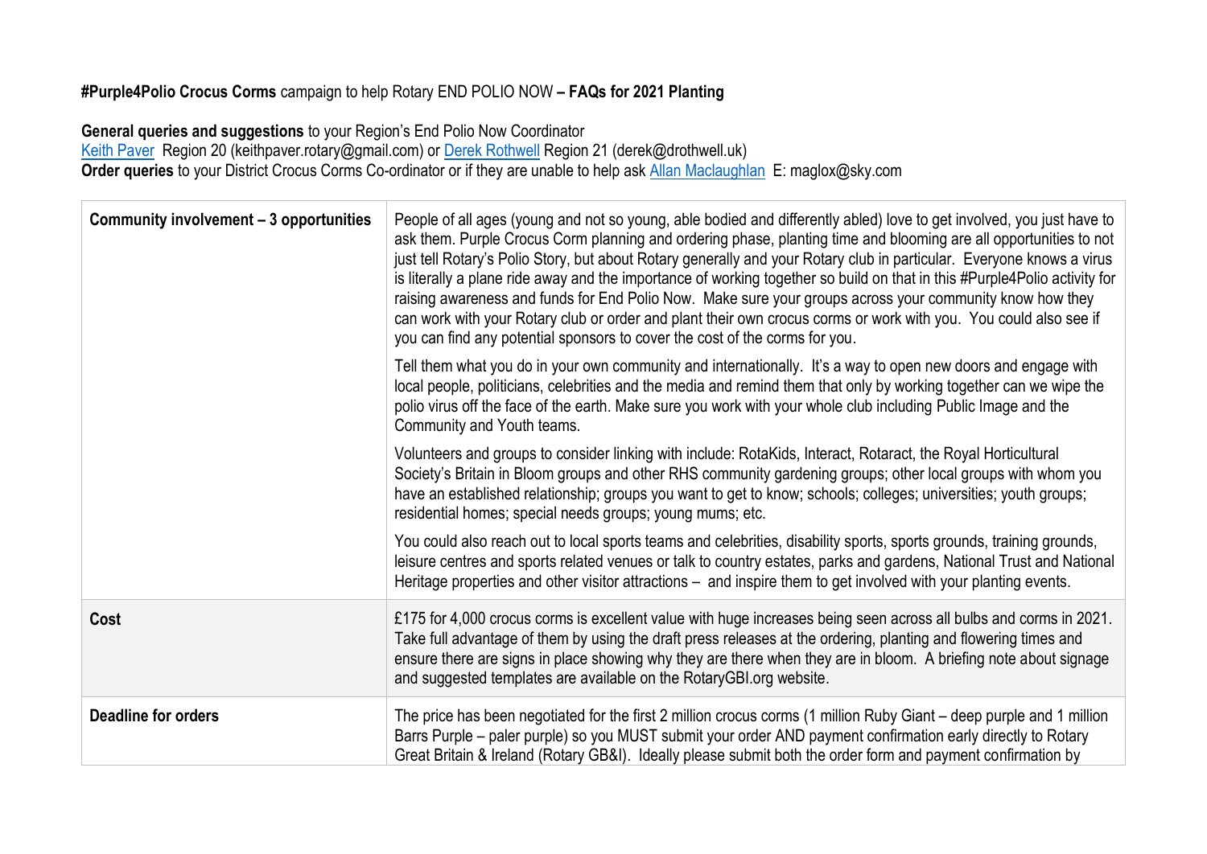**#Purple4Polio Crocus Corms** campaign to help Rotary END POLIO NOW **– FAQs for 2021 Planting**

**General queries and suggestions** to your Region's End Polio Now Coordinator
Keith Paver Region 20 (keithpaver.rotary@gmail.com) or Derek Rothwell Region 21 (derek@drothwell.uk)
**Order queries** to your District Crocus Corms Co-ordinator or if they are unable to help ask Allan Maclaughlan E: maglox@sky.com

| | |
|---|---|
| **Community involvement – 3 opportunities** | People of all ages (young and not so young, able bodied and differently abled) love to get involved, you just have to ask them. Purple Crocus Corm planning and ordering phase, planting time and blooming are all opportunities to not just tell Rotary's Polio Story, but about Rotary generally and your Rotary club in particular. Everyone knows a virus is literally a plane ride away and the importance of working together so build on that in this #Purple4Polio activity for raising awareness and funds for End Polio Now. Make sure your groups across your community know how they can work with your Rotary club or order and plant their own crocus corms or work with you. You could also see if you can find any potential sponsors to cover the cost of the corms for you.<br><br>Tell them what you do in your own community and internationally. It's a way to open new doors and engage with local people, politicians, celebrities and the media and remind them that only by working together can we wipe the polio virus off the face of the earth. Make sure you work with your whole club including Public Image and the Community and Youth teams.<br><br>Volunteers and groups to consider linking with include: RotaKids, Interact, Rotaract, the Royal Horticultural Society's Britain in Bloom groups and other RHS community gardening groups; other local groups with whom you have an established relationship; groups you want to get to know; schools; colleges; universities; youth groups; residential homes; special needs groups; young mums; etc.<br><br>You could also reach out to local sports teams and celebrities, disability sports, sports grounds, training grounds, leisure centres and sports related venues or talk to country estates, parks and gardens, National Trust and National Heritage properties and other visitor attractions – and inspire them to get involved with your planting events. |
| **Cost** | £175 for 4,000 crocus corms is excellent value with huge increases being seen across all bulbs and corms in 2021. Take full advantage of them by using the draft press releases at the ordering, planting and flowering times and ensure there are signs in place showing why they are there when they are in bloom. A briefing note about signage and suggested templates are available on the RotaryGBI.org website. |
| **Deadline for orders** | The price has been negotiated for the first 2 million crocus corms (1 million Ruby Giant – deep purple and 1 million Barrs Purple – paler purple) so you MUST submit your order AND payment confirmation early directly to Rotary Great Britain & Ireland (Rotary GB&I). Ideally please submit both the order form and payment confirmation by |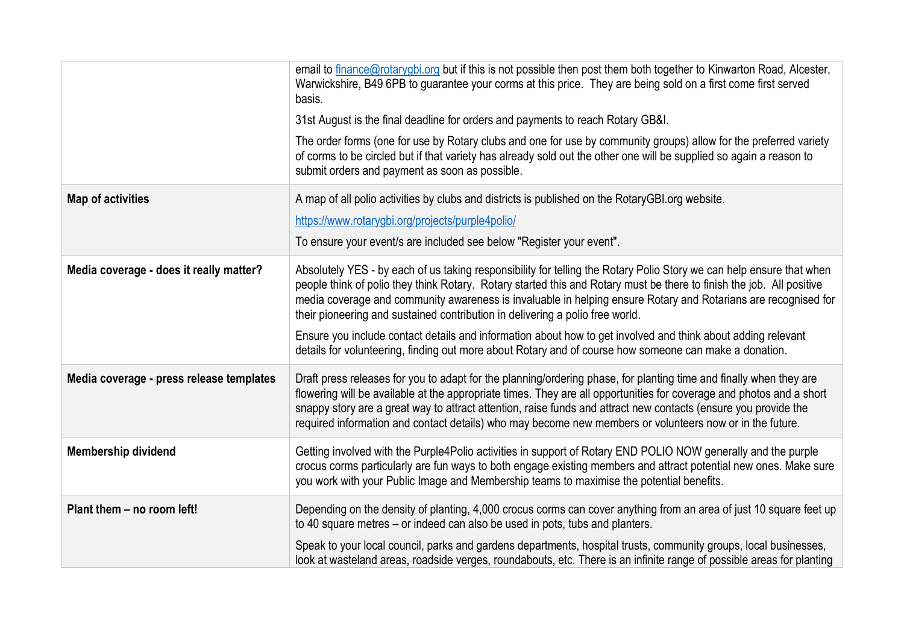|  |  |
|---|---|
|  | email to [finance@rotarygbi.org](mailto:finance@rotarygbi.org) but if this is not possible then post them both together to Kinwarton Road, Alcester, Warwickshire, B49 6PB to guarantee your corms at this price. They are being sold on a first come first served basis.<br><br>31st August is the final deadline for orders and payments to reach Rotary GB&I.<br><br>The order forms (one for use by Rotary clubs and one for use by community groups) allow for the preferred variety of corms to be circled but if that variety has already sold out the other one will be supplied so again a reason to submit orders and payment as soon as possible. |
| **Map of activities** | A map of all polio activities by clubs and districts is published on the RotaryGBI.org website.<br><br>[https://www.rotarygbi.org/projects/purple4polio/](https://www.rotarygbi.org/projects/purple4polio/)<br><br>To ensure your event/s are included see below "Register your event". |
| **Media coverage - does it really matter?** | Absolutely YES - by each of us taking responsibility for telling the Rotary Polio Story we can help ensure that when people think of polio they think Rotary. Rotary started this and Rotary must be there to finish the job. All positive media coverage and community awareness is invaluable in helping ensure Rotary and Rotarians are recognised for their pioneering and sustained contribution in delivering a polio free world.<br><br>Ensure you include contact details and information about how to get involved and think about adding relevant details for volunteering, finding out more about Rotary and of course how someone can make a donation. |
| **Media coverage - press release templates** | Draft press releases for you to adapt for the planning/ordering phase, for planting time and finally when they are flowering will be available at the appropriate times. They are all opportunities for coverage and photos and a short snappy story are a great way to attract attention, raise funds and attract new contacts (ensure you provide the required information and contact details) who may become new members or volunteers now or in the future. |
| **Membership dividend** | Getting involved with the Purple4Polio activities in support of Rotary END POLIO NOW generally and the purple crocus corms particularly are fun ways to both engage existing members and attract potential new ones. Make sure you work with your Public Image and Membership teams to maximise the potential benefits. |
| **Plant them – no room left!** | Depending on the density of planting, 4,000 crocus corms can cover anything from an area of just 10 square feet up to 40 square metres – or indeed can also be used in pots, tubs and planters.<br><br>Speak to your local council, parks and gardens departments, hospital trusts, community groups, local businesses, look at wasteland areas, roadside verges, roundabouts, etc. There is an infinite range of possible areas for planting |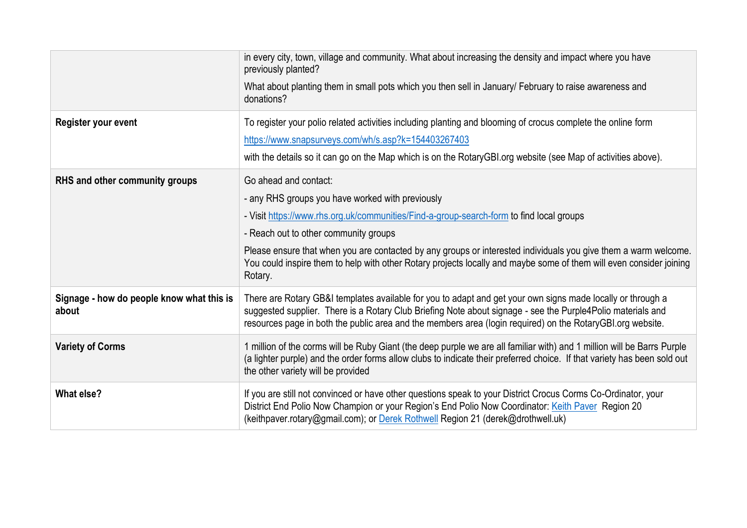| | |
|---|---|
| | in every city, town, village and community. What about increasing the density and impact where you have previously planted?<br><br>What about planting them in small pots which you then sell in January/ February to raise awareness and donations? |
| **Register your event** | To register your polio related activities including planting and blooming of crocus complete the online form<br><br>[https://www.snapsurveys.com/wh/s.asp?k=154403267403](https://www.snapsurveys.com/wh/s.asp?k=154403267403)<br><br>with the details so it can go on the Map which is on the RotaryGBI.org website (see Map of activities above). |
| **RHS and other community groups** | Go ahead and contact:<br><br>- any RHS groups you have worked with previously<br><br>- Visit [https://www.rhs.org.uk/communities/Find-a-group-search-form](https://www.rhs.org.uk/communities/Find-a-group-search-form) to find local groups<br><br>- Reach out to other community groups<br><br>Please ensure that when you are contacted by any groups or interested individuals you give them a warm welcome. You could inspire them to help with other Rotary projects locally and maybe some of them will even consider joining Rotary. |
| **Signage - how do people know what this is about** | There are Rotary GB&I templates available for you to adapt and get your own signs made locally or through a suggested supplier. There is a Rotary Club Briefing Note about signage - see the Purple4Polio materials and resources page in both the public area and the members area (login required) on the RotaryGBI.org website. |
| **Variety of Corms** | 1 million of the corms will be Ruby Giant (the deep purple we are all familiar with) and 1 million will be Barrs Purple (a lighter purple) and the order forms allow clubs to indicate their preferred choice. If that variety has been sold out the other variety will be provided |
| **What else?** | If you are still not convinced or have other questions speak to your District Crocus Corms Co-Ordinator, your District End Polio Now Champion or your Region's End Polio Now Coordinator: Keith Paver Region 20 (keithpaver.rotary@gmail.com); or Derek Rothwell Region 21 (derek@drothwell.uk) |